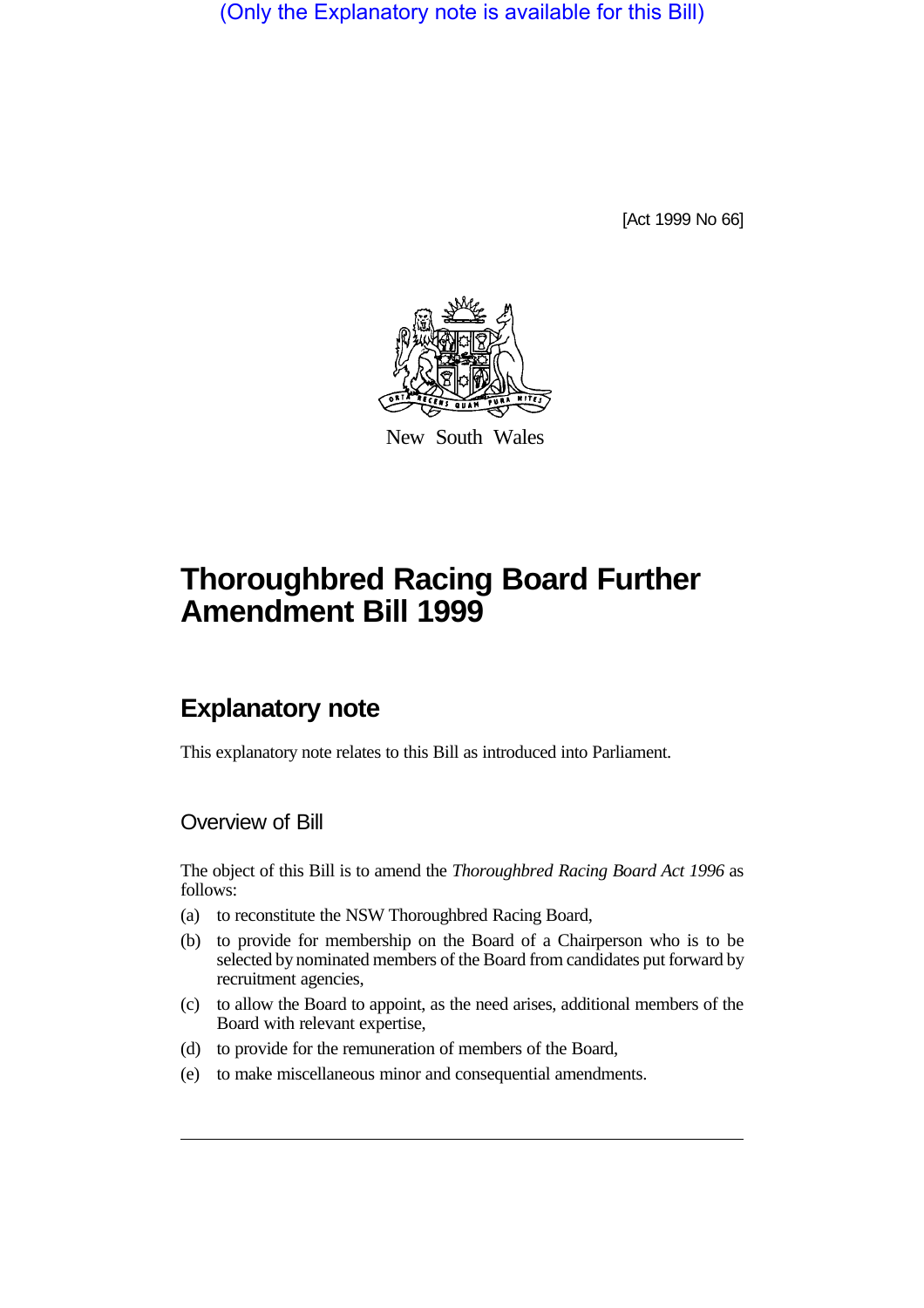(Only the Explanatory note is available for this Bill)

[Act 1999 No 66]

New South Wales

# Thoroughbred Racing Board Further Amendment Bill 1999

## Explanatory note

This explanatory note relates to this Bill as introduced into Parliament.

### Overview of Bill

The object of this Bill is to amend the *Thoroughbred Racing Board Act 1996* as follows:

(a) to reconstitute the NSW Thoroughbred Racing Board,

(b) to provide for membership on the Board of a Chairperson who is to be selected by nominated members of the Board from candidates put forward by recruitment agencies,

(c) to allow the Board to appoint, as the need arises, additional members of the Board with relevant expertise,

(d) to provide for the remuneration of members of the Board,

(e) to make miscellaneous minor and consequential amendments.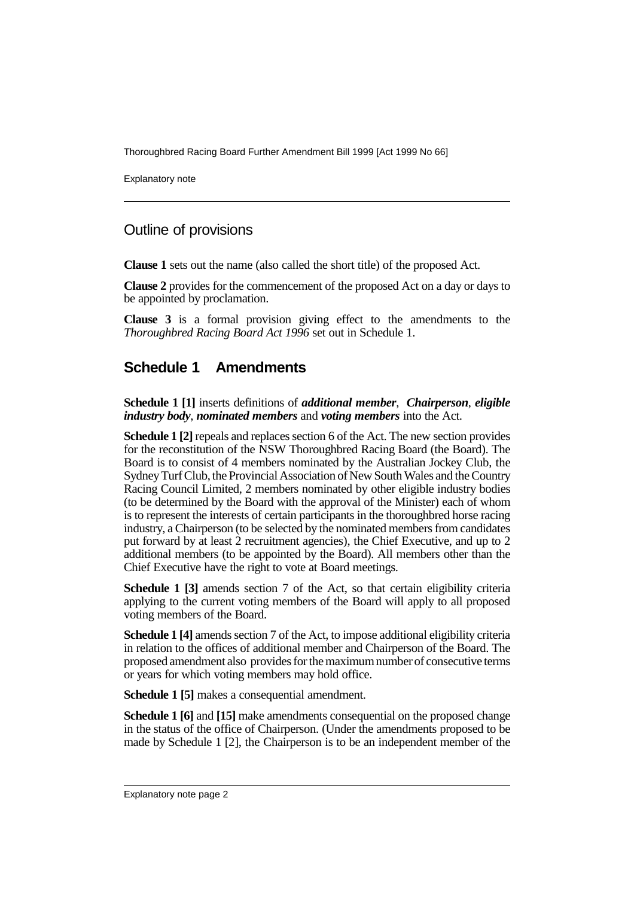## Outline of provisions

**Clause 1** sets out the name (also called the short title) of the proposed Act.

**Clause 2** provides for the commencement of the proposed Act on a day or days to be appointed by proclamation.

**Clause 3** is a formal provision giving effect to the amendments to the *Thoroughbred Racing Board Act 1996* set out in Schedule 1.

## Schedule 1 Amendments

**Schedule 1 [1]** inserts definitions of ***additional member***, ***Chairperson***, ***eligible industry body***, ***nominated members*** and ***voting members*** into the Act.

**Schedule 1 [2]** repeals and replaces section 6 of the Act. The new section provides for the reconstitution of the NSW Thoroughbred Racing Board (the Board). The Board is to consist of 4 members nominated by the Australian Jockey Club, the Sydney Turf Club, the Provincial Association of New South Wales and the Country Racing Council Limited, 2 members nominated by other eligible industry bodies (to be determined by the Board with the approval of the Minister) each of whom is to represent the interests of certain participants in the thoroughbred horse racing industry, a Chairperson (to be selected by the nominated members from candidates put forward by at least 2 recruitment agencies), the Chief Executive, and up to 2 additional members (to be appointed by the Board). All members other than the Chief Executive have the right to vote at Board meetings.

**Schedule 1 [3]** amends section 7 of the Act, so that certain eligibility criteria applying to the current voting members of the Board will apply to all proposed voting members of the Board.

**Schedule 1 [4]** amends section 7 of the Act, to impose additional eligibility criteria in relation to the offices of additional member and Chairperson of the Board. The proposed amendment also provides for the maximum number of consecutive terms or years for which voting members may hold office.

**Schedule 1 [5]** makes a consequential amendment.

**Schedule 1 [6]** and **[15]** make amendments consequential on the proposed change in the status of the office of Chairperson. (Under the amendments proposed to be made by Schedule 1 [2], the Chairperson is to be an independent member of the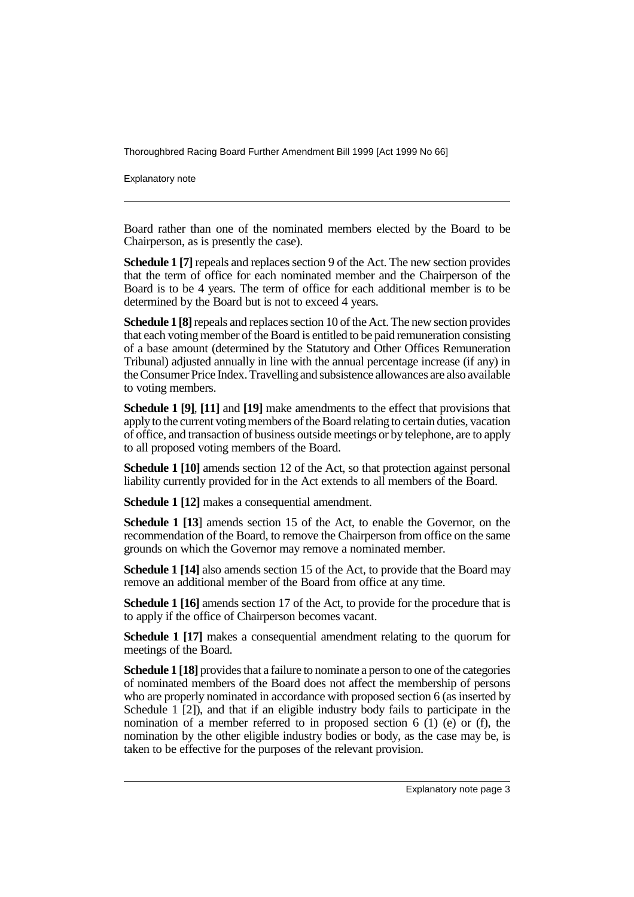Board rather than one of the nominated members elected by the Board to be Chairperson, as is presently the case).

**Schedule 1 [7]** repeals and replaces section 9 of the Act. The new section provides that the term of office for each nominated member and the Chairperson of the Board is to be 4 years. The term of office for each additional member is to be determined by the Board but is not to exceed 4 years.

**Schedule 1 [8]** repeals and replaces section 10 of the Act. The new section provides that each voting member of the Board is entitled to be paid remuneration consisting of a base amount (determined by the Statutory and Other Offices Remuneration Tribunal) adjusted annually in line with the annual percentage increase (if any) in the Consumer Price Index. Travelling and subsistence allowances are also available to voting members.

**Schedule 1 [9]**, **[11]** and **[19]** make amendments to the effect that provisions that apply to the current voting members of the Board relating to certain duties, vacation of office, and transaction of business outside meetings or by telephone, are to apply to all proposed voting members of the Board.

**Schedule 1 [10]** amends section 12 of the Act, so that protection against personal liability currently provided for in the Act extends to all members of the Board.

**Schedule 1 [12]** makes a consequential amendment.

**Schedule 1 [13**] amends section 15 of the Act, to enable the Governor, on the recommendation of the Board, to remove the Chairperson from office on the same grounds on which the Governor may remove a nominated member.

**Schedule 1 [14]** also amends section 15 of the Act, to provide that the Board may remove an additional member of the Board from office at any time.

**Schedule 1 [16]** amends section 17 of the Act, to provide for the procedure that is to apply if the office of Chairperson becomes vacant.

**Schedule 1 [17]** makes a consequential amendment relating to the quorum for meetings of the Board.

**Schedule 1 [18]** provides that a failure to nominate a person to one of the categories of nominated members of the Board does not affect the membership of persons who are properly nominated in accordance with proposed section 6 (as inserted by Schedule 1 [2]), and that if an eligible industry body fails to participate in the nomination of a member referred to in proposed section 6 (1) (e) or (f), the nomination by the other eligible industry bodies or body, as the case may be, is taken to be effective for the purposes of the relevant provision.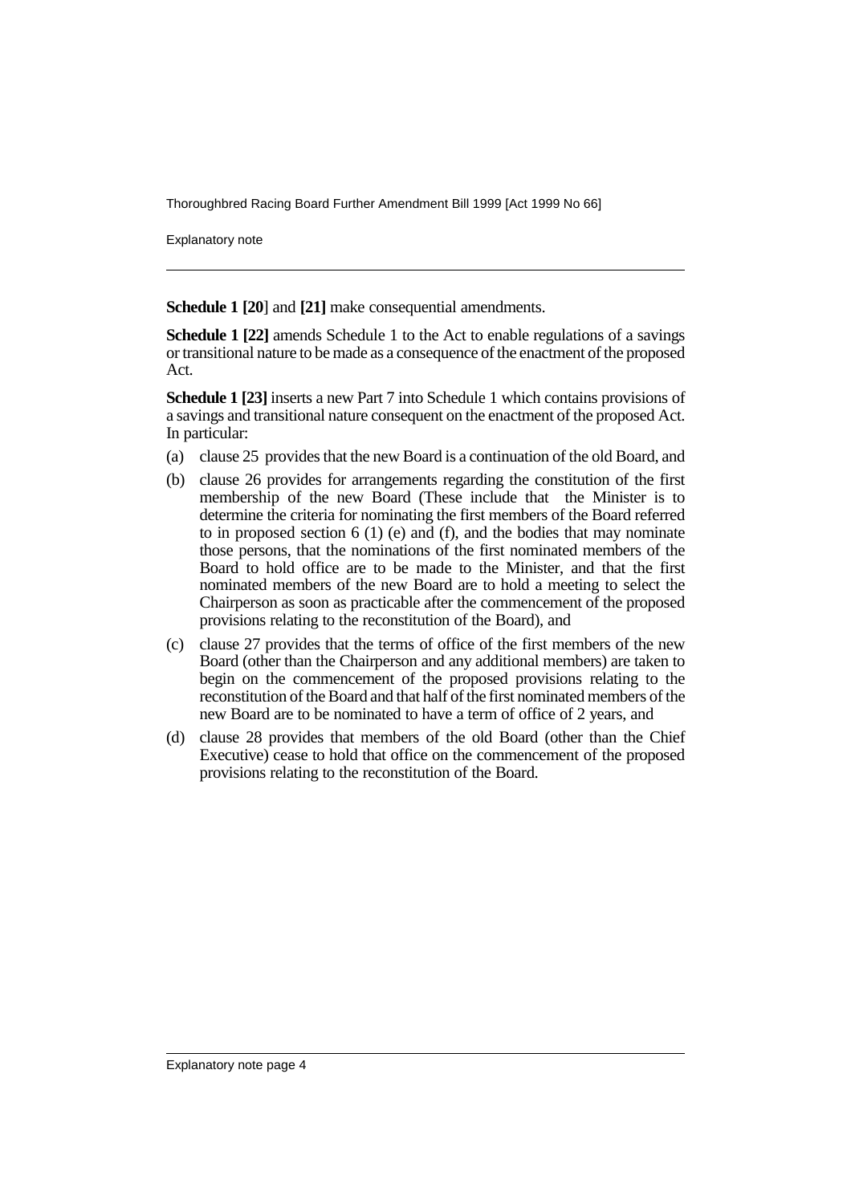**Schedule 1 [20**] and **[21]** make consequential amendments.

**Schedule 1 [22]** amends Schedule 1 to the Act to enable regulations of a savings or transitional nature to be made as a consequence of the enactment of the proposed Act.

**Schedule 1 [23]** inserts a new Part 7 into Schedule 1 which contains provisions of a savings and transitional nature consequent on the enactment of the proposed Act. In particular:

(a) clause 25 provides that the new Board is a continuation of the old Board, and

(b) clause 26 provides for arrangements regarding the constitution of the first membership of the new Board (These include that the Minister is to determine the criteria for nominating the first members of the Board referred to in proposed section 6 (1) (e) and (f), and the bodies that may nominate those persons, that the nominations of the first nominated members of the Board to hold office are to be made to the Minister, and that the first nominated members of the new Board are to hold a meeting to select the Chairperson as soon as practicable after the commencement of the proposed provisions relating to the reconstitution of the Board), and

(c) clause 27 provides that the terms of office of the first members of the new Board (other than the Chairperson and any additional members) are taken to begin on the commencement of the proposed provisions relating to the reconstitution of the Board and that half of the first nominated members of the new Board are to be nominated to have a term of office of 2 years, and

(d) clause 28 provides that members of the old Board (other than the Chief Executive) cease to hold that office on the commencement of the proposed provisions relating to the reconstitution of the Board.